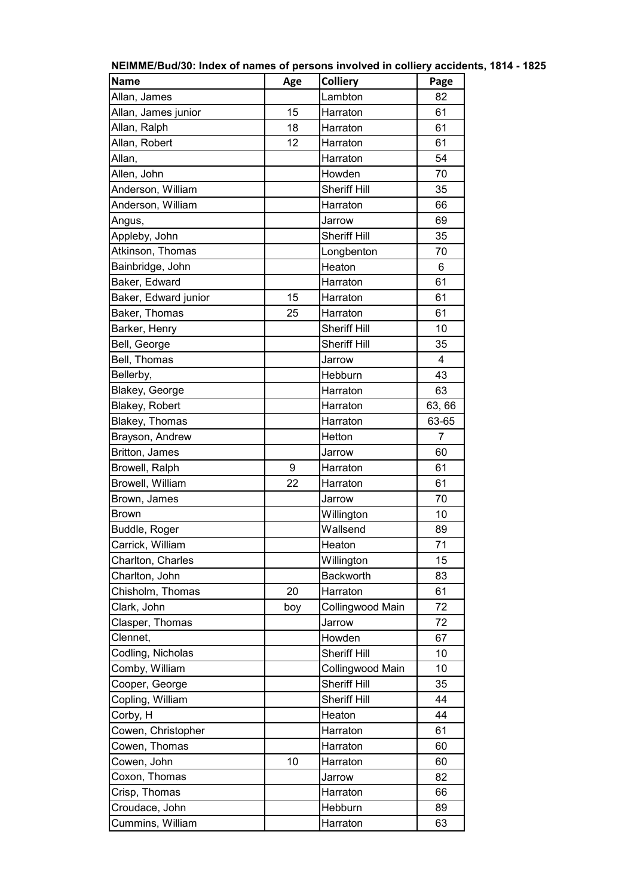**NEIMME/Bud/30: Index of names of persons involved in colliery accidents, 1814 - 1825**

| Name | Age | Colliery | Page |
|---|---|---|---|
| Allan, James | | Lambton | 82 |
| Allan, James junior | 15 | Harraton | 61 |
| Allan, Ralph | 18 | Harraton | 61 |
| Allan, Robert | 12 | Harraton | 61 |
| Allan, | | Harraton | 54 |
| Allen, John | | Howden | 70 |
| Anderson, William | | Sheriff Hill | 35 |
| Anderson, William | | Harraton | 66 |
| Angus, | | Jarrow | 69 |
| Appleby, John | | Sheriff Hill | 35 |
| Atkinson, Thomas | | Longbenton | 70 |
| Bainbridge, John | | Heaton | 6 |
| Baker, Edward | | Harraton | 61 |
| Baker, Edward junior | 15 | Harraton | 61 |
| Baker, Thomas | 25 | Harraton | 61 |
| Barker, Henry | | Sheriff Hill | 10 |
| Bell, George | | Sheriff Hill | 35 |
| Bell, Thomas | | Jarrow | 4 |
| Bellerby, | | Hebburn | 43 |
| Blakey, George | | Harraton | 63 |
| Blakey, Robert | | Harraton | 63, 66 |
| Blakey, Thomas | | Harraton | 63-65 |
| Brayson, Andrew | | Hetton | 7 |
| Britton, James | | Jarrow | 60 |
| Browell, Ralph | 9 | Harraton | 61 |
| Browell, William | 22 | Harraton | 61 |
| Brown, James | | Jarrow | 70 |
| Brown | | Willington | 10 |
| Buddle, Roger | | Wallsend | 89 |
| Carrick, William | | Heaton | 71 |
| Charlton, Charles | | Willington | 15 |
| Charlton, John | | Backworth | 83 |
| Chisholm, Thomas | 20 | Harraton | 61 |
| Clark, John | boy | Collingwood Main | 72 |
| Clasper, Thomas | | Jarrow | 72 |
| Clennet, | | Howden | 67 |
| Codling, Nicholas | | Sheriff Hill | 10 |
| Comby, William | | Collingwood Main | 10 |
| Cooper, George | | Sheriff Hill | 35 |
| Copling, William | | Sheriff Hill | 44 |
| Corby, H | | Heaton | 44 |
| Cowen, Christopher | | Harraton | 61 |
| Cowen, Thomas | | Harraton | 60 |
| Cowen, John | 10 | Harraton | 60 |
| Coxon, Thomas | | Jarrow | 82 |
| Crisp, Thomas | | Harraton | 66 |
| Croudace, John | | Hebburn | 89 |
| Cummins, William | | Harraton | 63 |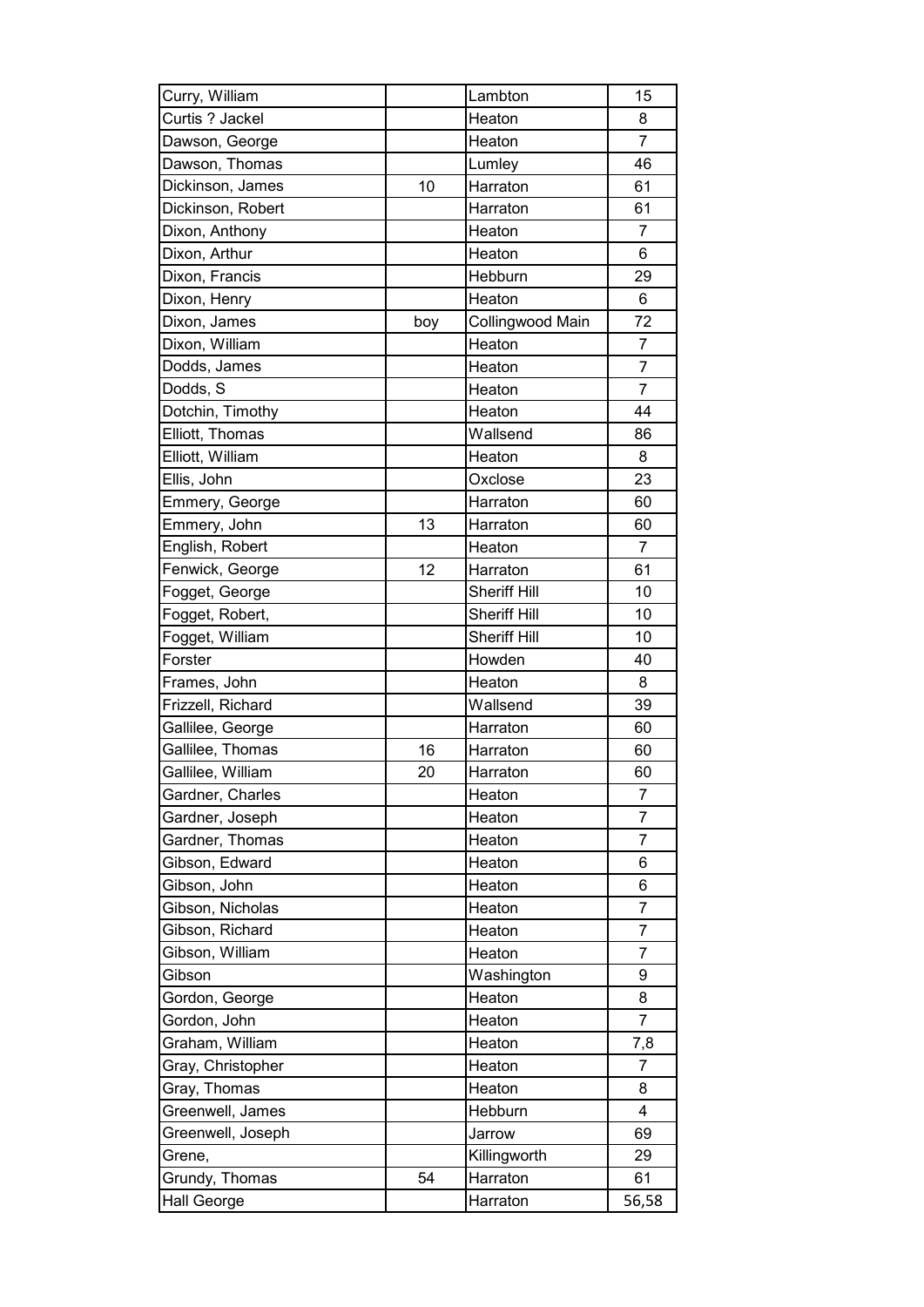| | | | |
|---|---|---|---|
| Curry, William | | Lambton | 15 |
| Curtis ? Jackel | | Heaton | 8 |
| Dawson, George | | Heaton | 7 |
| Dawson, Thomas | | Lumley | 46 |
| Dickinson, James | 10 | Harraton | 61 |
| Dickinson, Robert | | Harraton | 61 |
| Dixon, Anthony | | Heaton | 7 |
| Dixon, Arthur | | Heaton | 6 |
| Dixon, Francis | | Hebburn | 29 |
| Dixon, Henry | | Heaton | 6 |
| Dixon, James | boy | Collingwood Main | 72 |
| Dixon, William | | Heaton | 7 |
| Dodds, James | | Heaton | 7 |
| Dodds, S | | Heaton | 7 |
| Dotchin, Timothy | | Heaton | 44 |
| Elliott, Thomas | | Wallsend | 86 |
| Elliott, William | | Heaton | 8 |
| Ellis, John | | Oxclose | 23 |
| Emmery, George | | Harraton | 60 |
| Emmery, John | 13 | Harraton | 60 |
| English, Robert | | Heaton | 7 |
| Fenwick, George | 12 | Harraton | 61 |
| Fogget, George | | Sheriff Hill | 10 |
| Fogget, Robert, | | Sheriff Hill | 10 |
| Fogget, William | | Sheriff Hill | 10 |
| Forster | | Howden | 40 |
| Frames, John | | Heaton | 8 |
| Frizzell, Richard | | Wallsend | 39 |
| Gallilee, George | | Harraton | 60 |
| Gallilee, Thomas | 16 | Harraton | 60 |
| Gallilee, William | 20 | Harraton | 60 |
| Gardner, Charles | | Heaton | 7 |
| Gardner, Joseph | | Heaton | 7 |
| Gardner, Thomas | | Heaton | 7 |
| Gibson, Edward | | Heaton | 6 |
| Gibson, John | | Heaton | 6 |
| Gibson, Nicholas | | Heaton | 7 |
| Gibson, Richard | | Heaton | 7 |
| Gibson, William | | Heaton | 7 |
| Gibson | | Washington | 9 |
| Gordon, George | | Heaton | 8 |
| Gordon, John | | Heaton | 7 |
| Graham, William | | Heaton | 7,8 |
| Gray, Christopher | | Heaton | 7 |
| Gray, Thomas | | Heaton | 8 |
| Greenwell, James | | Hebburn | 4 |
| Greenwell, Joseph | | Jarrow | 69 |
| Grene, | | Killingworth | 29 |
| Grundy, Thomas | 54 | Harraton | 61 |
| Hall George | | Harraton | 56,58 |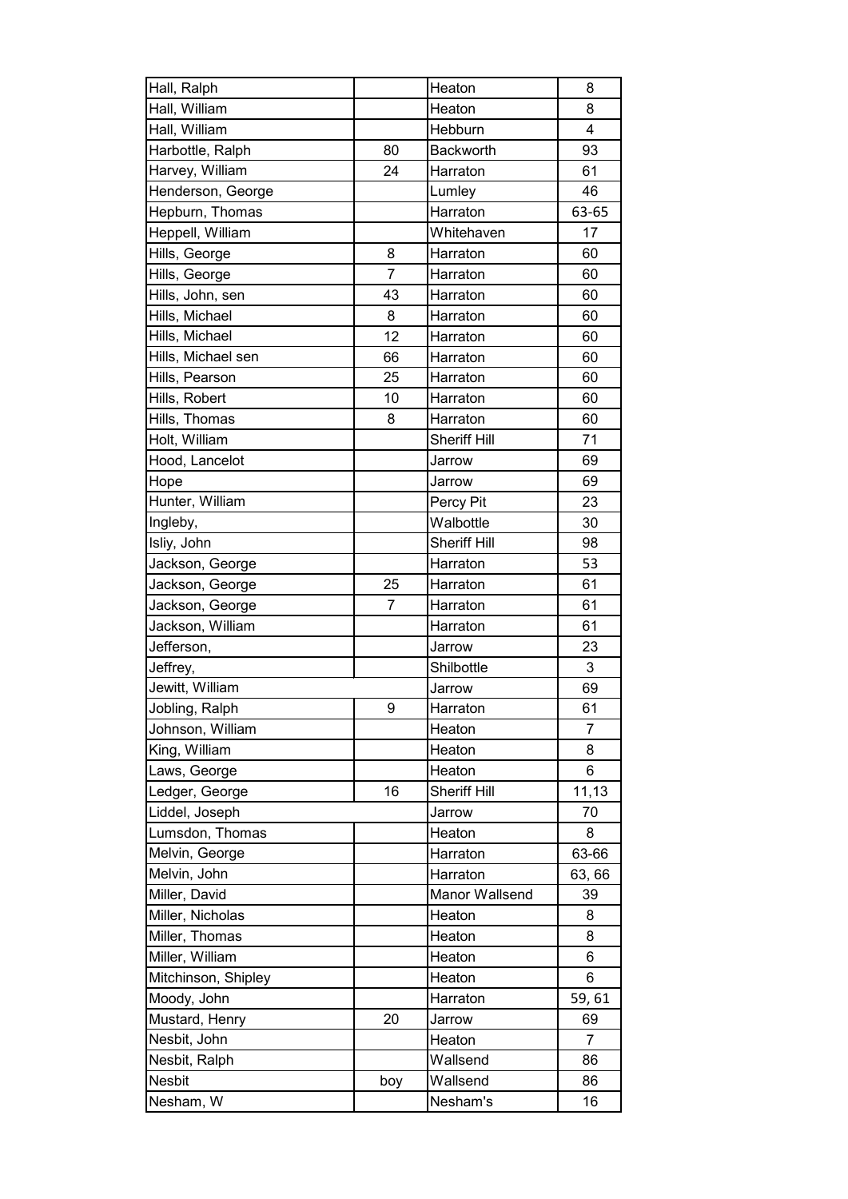| | | | |
|---|---|---|---|
| Hall, Ralph | | Heaton | 8 |
| Hall, William | | Heaton | 8 |
| Hall, William | | Hebburn | 4 |
| Harbottle, Ralph | 80 | Backworth | 93 |
| Harvey, William | 24 | Harraton | 61 |
| Henderson, George | | Lumley | 46 |
| Hepburn, Thomas | | Harraton | 63-65 |
| Heppell, William | | Whitehaven | 17 |
| Hills, George | 8 | Harraton | 60 |
| Hills, George | 7 | Harraton | 60 |
| Hills, John, sen | 43 | Harraton | 60 |
| Hills, Michael | 8 | Harraton | 60 |
| Hills, Michael | 12 | Harraton | 60 |
| Hills, Michael sen | 66 | Harraton | 60 |
| Hills, Pearson | 25 | Harraton | 60 |
| Hills, Robert | 10 | Harraton | 60 |
| Hills, Thomas | 8 | Harraton | 60 |
| Holt, William | | Sheriff Hill | 71 |
| Hood, Lancelot | | Jarrow | 69 |
| Hope | | Jarrow | 69 |
| Hunter, William | | Percy Pit | 23 |
| Ingleby, | | Walbottle | 30 |
| Isliy, John | | Sheriff Hill | 98 |
| Jackson, George | | Harraton | 53 |
| Jackson, George | 25 | Harraton | 61 |
| Jackson, George | 7 | Harraton | 61 |
| Jackson, William | | Harraton | 61 |
| Jefferson, | | Jarrow | 23 |
| Jeffrey, | | Shilbottle | 3 |
| Jewitt, William | | Jarrow | 69 |
| Jobling, Ralph | 9 | Harraton | 61 |
| Johnson, William | | Heaton | 7 |
| King, William | | Heaton | 8 |
| Laws, George | | Heaton | 6 |
| Ledger, George | 16 | Sheriff Hill | 11,13 |
| Liddel, Joseph | | Jarrow | 70 |
| Lumsdon, Thomas | | Heaton | 8 |
| Melvin, George | | Harraton | 63-66 |
| Melvin, John | | Harraton | 63, 66 |
| Miller, David | | Manor Wallsend | 39 |
| Miller, Nicholas | | Heaton | 8 |
| Miller, Thomas | | Heaton | 8 |
| Miller, William | | Heaton | 6 |
| Mitchinson, Shipley | | Heaton | 6 |
| Moody, John | | Harraton | 59, 61 |
| Mustard, Henry | 20 | Jarrow | 69 |
| Nesbit, John | | Heaton | 7 |
| Nesbit, Ralph | | Wallsend | 86 |
| Nesbit | boy | Wallsend | 86 |
| Nesham, W | | Nesham's | 16 |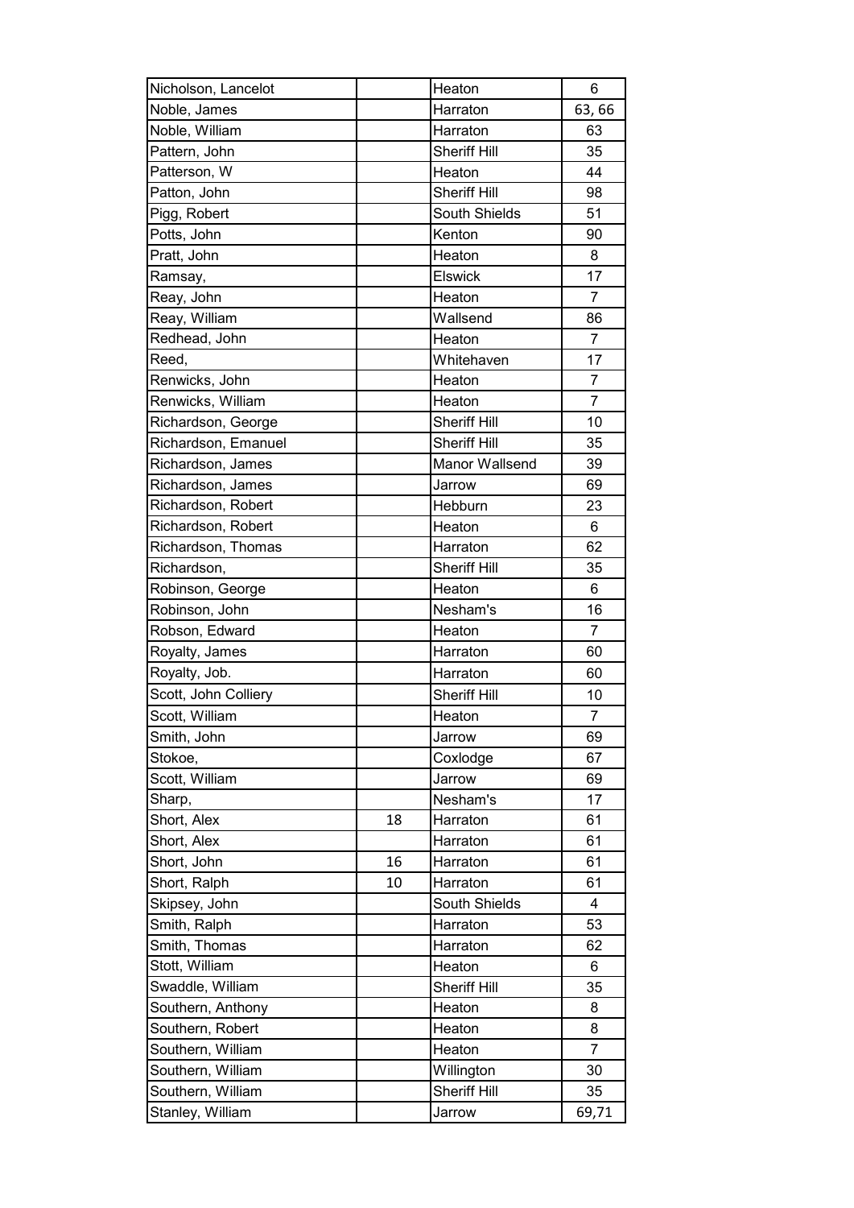| | | | |
|---|---|---|---|
| Nicholson, Lancelot | | Heaton | 6 |
| Noble, James | | Harraton | 63, 66 |
| Noble, William | | Harraton | 63 |
| Pattern, John | | Sheriff Hill | 35 |
| Patterson, W | | Heaton | 44 |
| Patton, John | | Sheriff Hill | 98 |
| Pigg, Robert | | South Shields | 51 |
| Potts, John | | Kenton | 90 |
| Pratt, John | | Heaton | 8 |
| Ramsay, | | Elswick | 17 |
| Reay, John | | Heaton | 7 |
| Reay, William | | Wallsend | 86 |
| Redhead, John | | Heaton | 7 |
| Reed, | | Whitehaven | 17 |
| Renwicks, John | | Heaton | 7 |
| Renwicks, William | | Heaton | 7 |
| Richardson, George | | Sheriff Hill | 10 |
| Richardson, Emanuel | | Sheriff Hill | 35 |
| Richardson, James | | Manor Wallsend | 39 |
| Richardson, James | | Jarrow | 69 |
| Richardson, Robert | | Hebburn | 23 |
| Richardson, Robert | | Heaton | 6 |
| Richardson, Thomas | | Harraton | 62 |
| Richardson, | | Sheriff Hill | 35 |
| Robinson, George | | Heaton | 6 |
| Robinson, John | | Nesham's | 16 |
| Robson, Edward | | Heaton | 7 |
| Royalty, James | | Harraton | 60 |
| Royalty, Job. | | Harraton | 60 |
| Scott, John Colliery | | Sheriff Hill | 10 |
| Scott, William | | Heaton | 7 |
| Smith, John | | Jarrow | 69 |
| Stokoe, | | Coxlodge | 67 |
| Scott, William | | Jarrow | 69 |
| Sharp, | | Nesham's | 17 |
| Short, Alex | 18 | Harraton | 61 |
| Short, Alex | | Harraton | 61 |
| Short, John | 16 | Harraton | 61 |
| Short, Ralph | 10 | Harraton | 61 |
| Skipsey, John | | South Shields | 4 |
| Smith, Ralph | | Harraton | 53 |
| Smith, Thomas | | Harraton | 62 |
| Stott, William | | Heaton | 6 |
| Swaddle, William | | Sheriff Hill | 35 |
| Southern, Anthony | | Heaton | 8 |
| Southern, Robert | | Heaton | 8 |
| Southern, William | | Heaton | 7 |
| Southern, William | | Willington | 30 |
| Southern, William | | Sheriff Hill | 35 |
| Stanley, William | | Jarrow | 69,71 |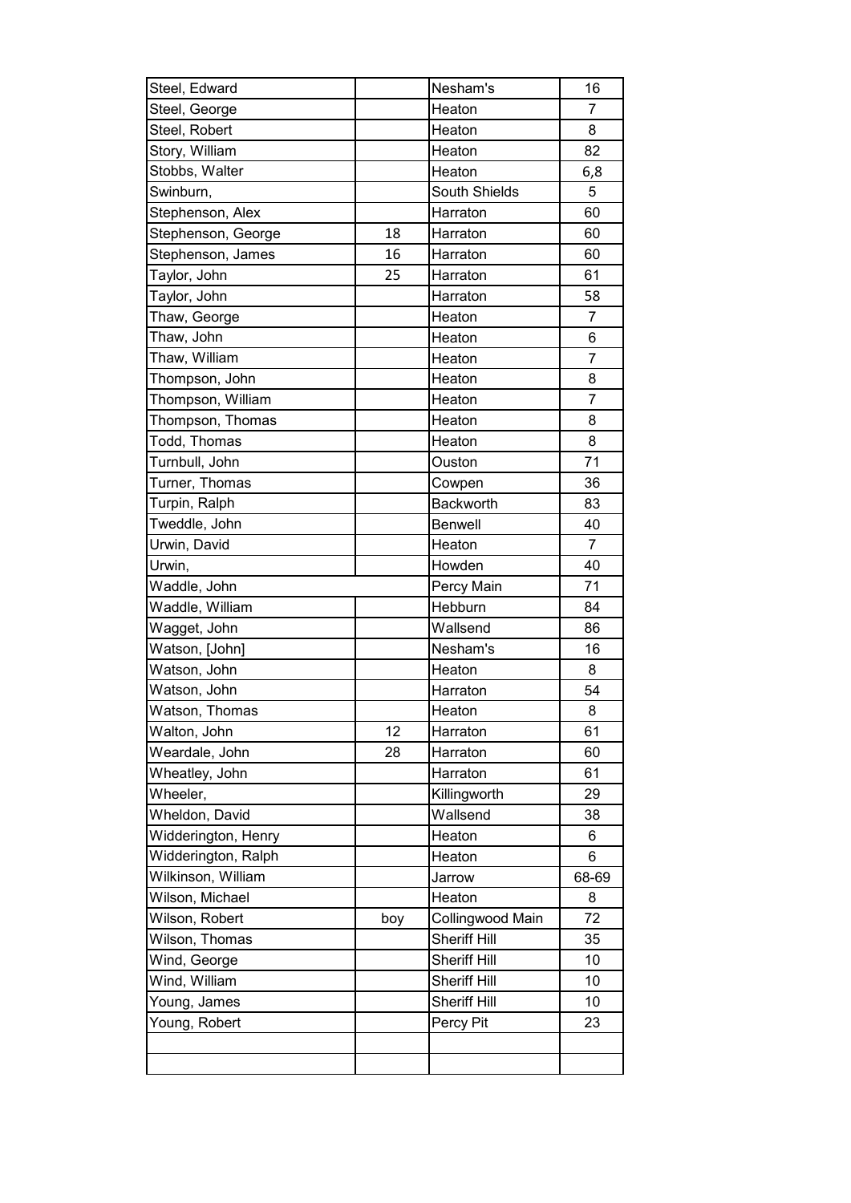| | | | |
|---|---|---|---|
| Steel, Edward | | Nesham's | 16 |
| Steel, George | | Heaton | 7 |
| Steel, Robert | | Heaton | 8 |
| Story, William | | Heaton | 82 |
| Stobbs, Walter | | Heaton | 6,8 |
| Swinburn, | | South Shields | 5 |
| Stephenson, Alex | | Harraton | 60 |
| Stephenson, George | 18 | Harraton | 60 |
| Stephenson, James | 16 | Harraton | 60 |
| Taylor, John | 25 | Harraton | 61 |
| Taylor, John | | Harraton | 58 |
| Thaw, George | | Heaton | 7 |
| Thaw, John | | Heaton | 6 |
| Thaw, William | | Heaton | 7 |
| Thompson, John | | Heaton | 8 |
| Thompson, William | | Heaton | 7 |
| Thompson, Thomas | | Heaton | 8 |
| Todd, Thomas | | Heaton | 8 |
| Turnbull, John | | Ouston | 71 |
| Turner, Thomas | | Cowpen | 36 |
| Turpin, Ralph | | Backworth | 83 |
| Tweddle, John | | Benwell | 40 |
| Urwin, David | | Heaton | 7 |
| Urwin, | | Howden | 40 |
| Waddle, John | | Percy Main | 71 |
| Waddle, William | | Hebburn | 84 |
| Wagget, John | | Wallsend | 86 |
| Watson, [John] | | Nesham's | 16 |
| Watson, John | | Heaton | 8 |
| Watson, John | | Harraton | 54 |
| Watson, Thomas | | Heaton | 8 |
| Walton, John | 12 | Harraton | 61 |
| Weardale, John | 28 | Harraton | 60 |
| Wheatley, John | | Harraton | 61 |
| Wheeler, | | Killingworth | 29 |
| Wheldon, David | | Wallsend | 38 |
| Widderington, Henry | | Heaton | 6 |
| Widderington, Ralph | | Heaton | 6 |
| Wilkinson, William | | Jarrow | 68-69 |
| Wilson, Michael | | Heaton | 8 |
| Wilson, Robert | boy | Collingwood Main | 72 |
| Wilson, Thomas | | Sheriff Hill | 35 |
| Wind, George | | Sheriff Hill | 10 |
| Wind, William | | Sheriff Hill | 10 |
| Young, James | | Sheriff Hill | 10 |
| Young, Robert | | Percy Pit | 23 |
| | | | |
| | | | |